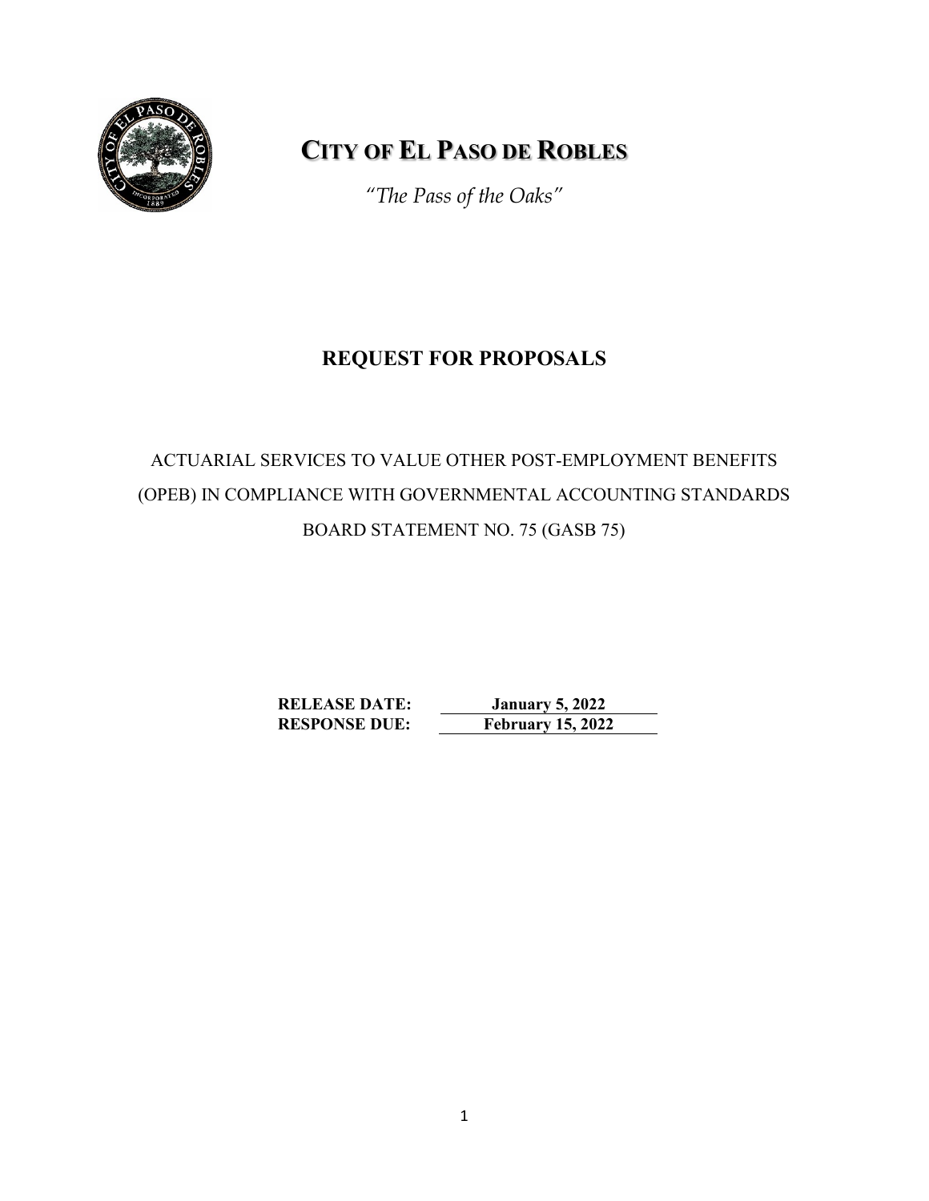# CITY OF EL PASO DE ROBLES

*"The Pass of the Oaks"*

## REQUEST FOR PROPOSALS

ACTUARIAL SERVICES TO VALUE OTHER POST-EMPLOYMENT BENEFITS (OPEB) IN COMPLIANCE WITH GOVERNMENTAL ACCOUNTING STANDARDS BOARD STATEMENT NO. 75 (GASB 75)

**RELEASE DATE:** **January 5, 2022**
**RESPONSE DUE:** **February 15, 2022**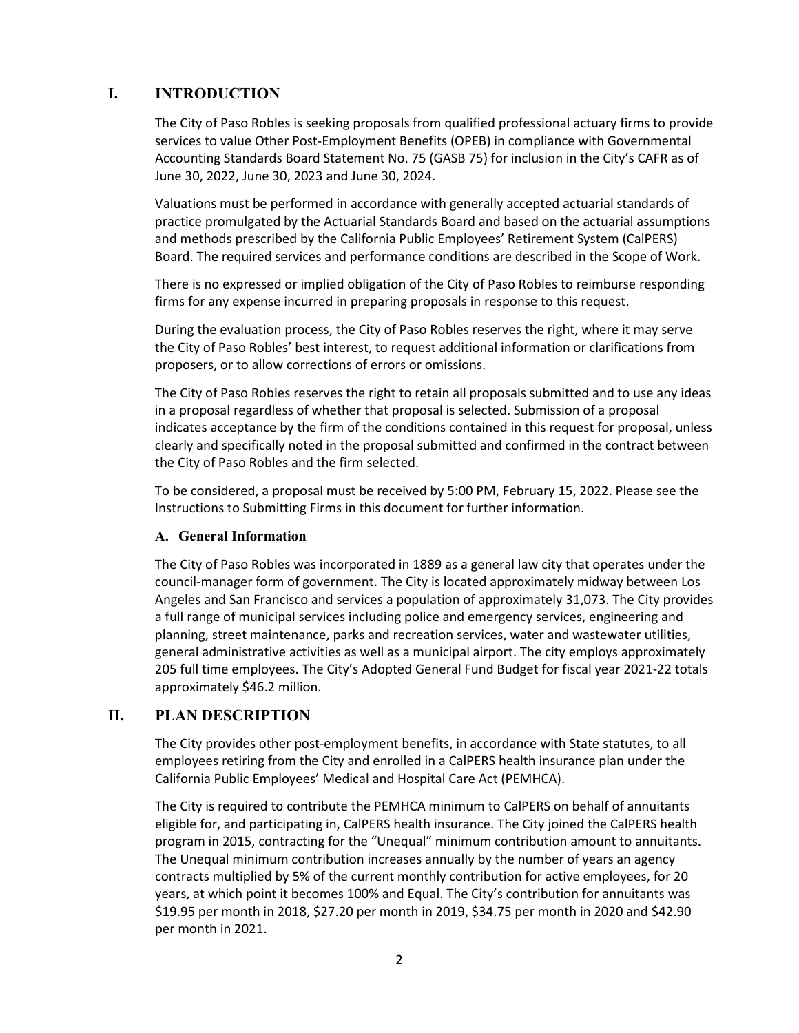## I. INTRODUCTION

The City of Paso Robles is seeking proposals from qualified professional actuary firms to provide services to value Other Post-Employment Benefits (OPEB) in compliance with Governmental Accounting Standards Board Statement No. 75 (GASB 75) for inclusion in the City's CAFR as of June 30, 2022, June 30, 2023 and June 30, 2024.

Valuations must be performed in accordance with generally accepted actuarial standards of practice promulgated by the Actuarial Standards Board and based on the actuarial assumptions and methods prescribed by the California Public Employees' Retirement System (CalPERS) Board. The required services and performance conditions are described in the Scope of Work.

There is no expressed or implied obligation of the City of Paso Robles to reimburse responding firms for any expense incurred in preparing proposals in response to this request.

During the evaluation process, the City of Paso Robles reserves the right, where it may serve the City of Paso Robles' best interest, to request additional information or clarifications from proposers, or to allow corrections of errors or omissions.

The City of Paso Robles reserves the right to retain all proposals submitted and to use any ideas in a proposal regardless of whether that proposal is selected. Submission of a proposal indicates acceptance by the firm of the conditions contained in this request for proposal, unless clearly and specifically noted in the proposal submitted and confirmed in the contract between the City of Paso Robles and the firm selected.

To be considered, a proposal must be received by 5:00 PM, February 15, 2022. Please see the Instructions to Submitting Firms in this document for further information.

### A. General Information

The City of Paso Robles was incorporated in 1889 as a general law city that operates under the council-manager form of government. The City is located approximately midway between Los Angeles and San Francisco and services a population of approximately 31,073. The City provides a full range of municipal services including police and emergency services, engineering and planning, street maintenance, parks and recreation services, water and wastewater utilities, general administrative activities as well as a municipal airport. The city employs approximately 205 full time employees. The City's Adopted General Fund Budget for fiscal year 2021-22 totals approximately $46.2 million.

## II. PLAN DESCRIPTION

The City provides other post-employment benefits, in accordance with State statutes, to all employees retiring from the City and enrolled in a CalPERS health insurance plan under the California Public Employees' Medical and Hospital Care Act (PEMHCA).

The City is required to contribute the PEMHCA minimum to CalPERS on behalf of annuitants eligible for, and participating in, CalPERS health insurance. The City joined the CalPERS health program in 2015, contracting for the "Unequal" minimum contribution amount to annuitants. The Unequal minimum contribution increases annually by the number of years an agency contracts multiplied by 5% of the current monthly contribution for active employees, for 20 years, at which point it becomes 100% and Equal. The City's contribution for annuitants was $19.95 per month in 2018, $27.20 per month in 2019, $34.75 per month in 2020 and $42.90 per month in 2021.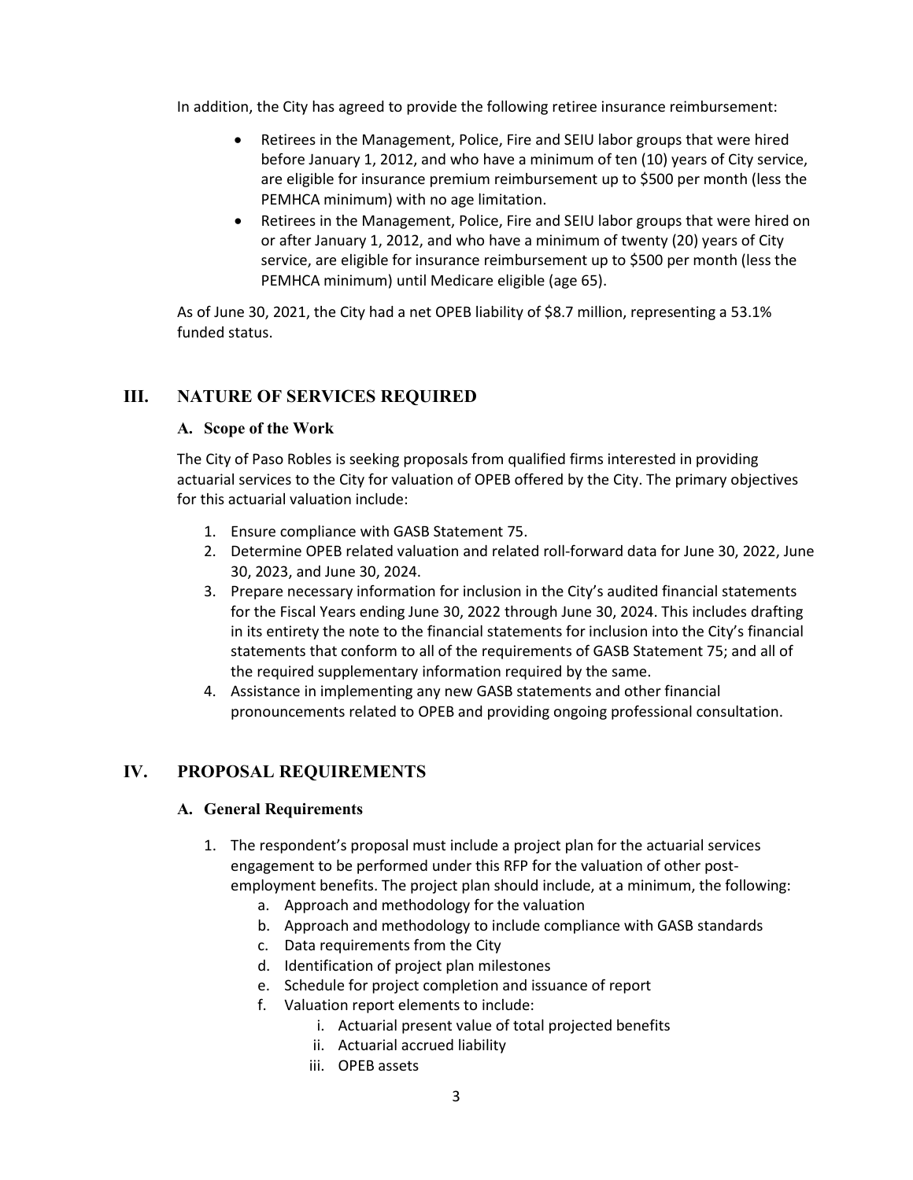In addition, the City has agreed to provide the following retiree insurance reimbursement:

- Retirees in the Management, Police, Fire and SEIU labor groups that were hired before January 1, 2012, and who have a minimum of ten (10) years of City service, are eligible for insurance premium reimbursement up to $500 per month (less the PEMHCA minimum) with no age limitation.
- Retirees in the Management, Police, Fire and SEIU labor groups that were hired on or after January 1, 2012, and who have a minimum of twenty (20) years of City service, are eligible for insurance reimbursement up to $500 per month (less the PEMHCA minimum) until Medicare eligible (age 65).

As of June 30, 2021, the City had a net OPEB liability of $8.7 million, representing a 53.1% funded status.

## III. NATURE OF SERVICES REQUIRED

### A. Scope of the Work

The City of Paso Robles is seeking proposals from qualified firms interested in providing actuarial services to the City for valuation of OPEB offered by the City. The primary objectives for this actuarial valuation include:

1. Ensure compliance with GASB Statement 75.
2. Determine OPEB related valuation and related roll-forward data for June 30, 2022, June 30, 2023, and June 30, 2024.
3. Prepare necessary information for inclusion in the City's audited financial statements for the Fiscal Years ending June 30, 2022 through June 30, 2024. This includes drafting in its entirety the note to the financial statements for inclusion into the City's financial statements that conform to all of the requirements of GASB Statement 75; and all of the required supplementary information required by the same.
4. Assistance in implementing any new GASB statements and other financial pronouncements related to OPEB and providing ongoing professional consultation.

## IV. PROPOSAL REQUIREMENTS

### A. General Requirements

1. The respondent's proposal must include a project plan for the actuarial services engagement to be performed under this RFP for the valuation of other post-employment benefits. The project plan should include, at a minimum, the following:
    a. Approach and methodology for the valuation
    b. Approach and methodology to include compliance with GASB standards
    c. Data requirements from the City
    d. Identification of project plan milestones
    e. Schedule for project completion and issuance of report
    f. Valuation report elements to include:
        i. Actuarial present value of total projected benefits
        ii. Actuarial accrued liability
        iii. OPEB assets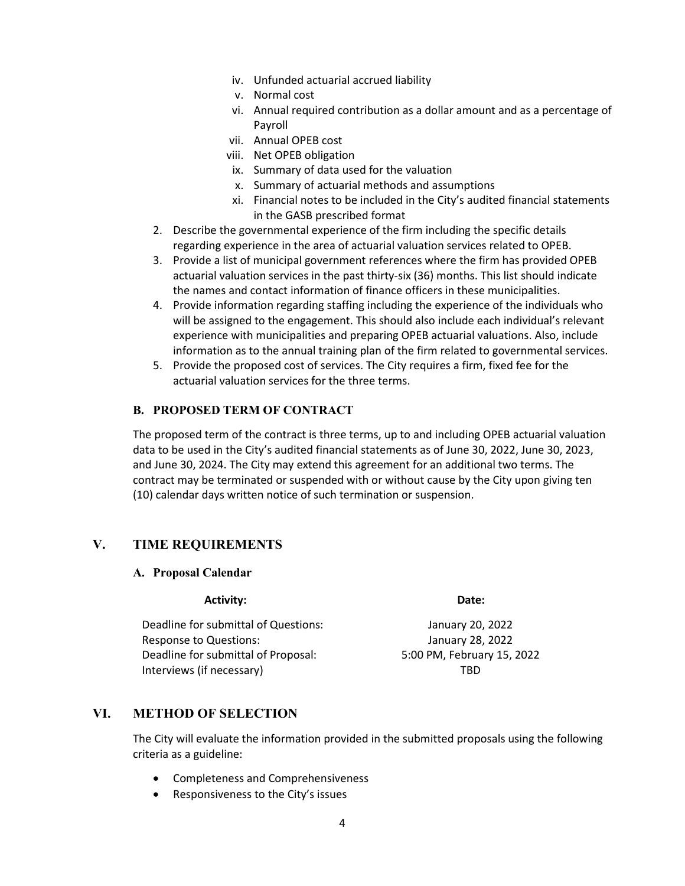iv. Unfunded actuarial accrued liability
   v. Normal cost
   vi. Annual required contribution as a dollar amount and as a percentage of Payroll
   vii. Annual OPEB cost
   viii. Net OPEB obligation
   ix. Summary of data used for the valuation
   x. Summary of actuarial methods and assumptions
   xi. Financial notes to be included in the City's audited financial statements in the GASB prescribed format

2. Describe the governmental experience of the firm including the specific details regarding experience in the area of actuarial valuation services related to OPEB.
3. Provide a list of municipal government references where the firm has provided OPEB actuarial valuation services in the past thirty-six (36) months. This list should indicate the names and contact information of finance officers in these municipalities.
4. Provide information regarding staffing including the experience of the individuals who will be assigned to the engagement. This should also include each individual's relevant experience with municipalities and preparing OPEB actuarial valuations. Also, include information as to the annual training plan of the firm related to governmental services.
5. Provide the proposed cost of services. The City requires a firm, fixed fee for the actuarial valuation services for the three terms.

### B. PROPOSED TERM OF CONTRACT

The proposed term of the contract is three terms, up to and including OPEB actuarial valuation data to be used in the City's audited financial statements as of June 30, 2022, June 30, 2023, and June 30, 2024. The City may extend this agreement for an additional two terms. The contract may be terminated or suspended with or without cause by the City upon giving ten (10) calendar days written notice of such termination or suspension.

## V. TIME REQUIREMENTS

### A. Proposal Calendar

| Activity: | Date: |
|---|---|
| Deadline for submittal of Questions: | January 20, 2022 |
| Response to Questions: | January 28, 2022 |
| Deadline for submittal of Proposal: | 5:00 PM, February 15, 2022 |
| Interviews (if necessary) | TBD |

## VI. METHOD OF SELECTION

The City will evaluate the information provided in the submitted proposals using the following criteria as a guideline:

- Completeness and Comprehensiveness
- Responsiveness to the City's issues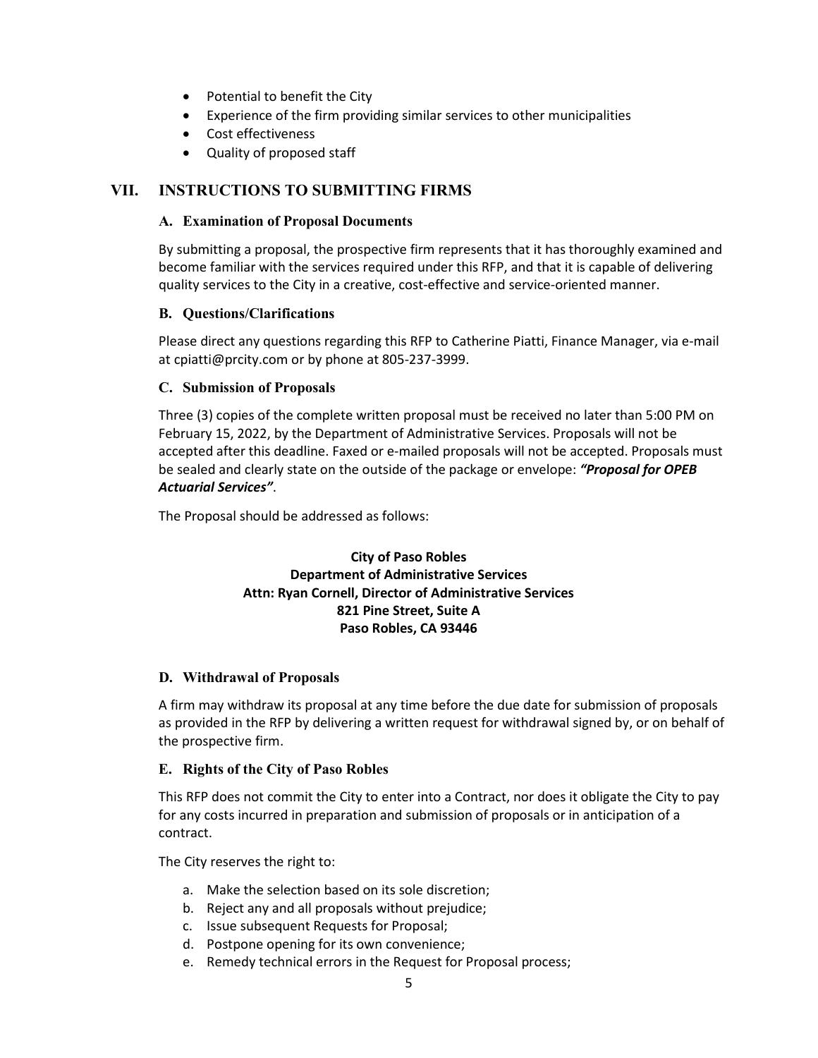- Potential to benefit the City
- Experience of the firm providing similar services to other municipalities
- Cost effectiveness
- Quality of proposed staff

## VII. INSTRUCTIONS TO SUBMITTING FIRMS

### A. Examination of Proposal Documents

By submitting a proposal, the prospective firm represents that it has thoroughly examined and become familiar with the services required under this RFP, and that it is capable of delivering quality services to the City in a creative, cost-effective and service-oriented manner.

### B. Questions/Clarifications

Please direct any questions regarding this RFP to Catherine Piatti, Finance Manager, via e-mail at cpiatti@prcity.com or by phone at 805-237-3999.

### C. Submission of Proposals

Three (3) copies of the complete written proposal must be received no later than 5:00 PM on February 15, 2022, by the Department of Administrative Services. Proposals will not be accepted after this deadline. Faxed or e-mailed proposals will not be accepted. Proposals must be sealed and clearly state on the outside of the package or envelope: ***"Proposal for OPEB Actuarial Services"***.

The Proposal should be addressed as follows:

**City of Paso Robles**
**Department of Administrative Services**
**Attn: Ryan Cornell, Director of Administrative Services**
**821 Pine Street, Suite A**
**Paso Robles, CA 93446**

### D. Withdrawal of Proposals

A firm may withdraw its proposal at any time before the due date for submission of proposals as provided in the RFP by delivering a written request for withdrawal signed by, or on behalf of the prospective firm.

### E. Rights of the City of Paso Robles

This RFP does not commit the City to enter into a Contract, nor does it obligate the City to pay for any costs incurred in preparation and submission of proposals or in anticipation of a contract.

The City reserves the right to:

a. Make the selection based on its sole discretion;
b. Reject any and all proposals without prejudice;
c. Issue subsequent Requests for Proposal;
d. Postpone opening for its own convenience;
e. Remedy technical errors in the Request for Proposal process;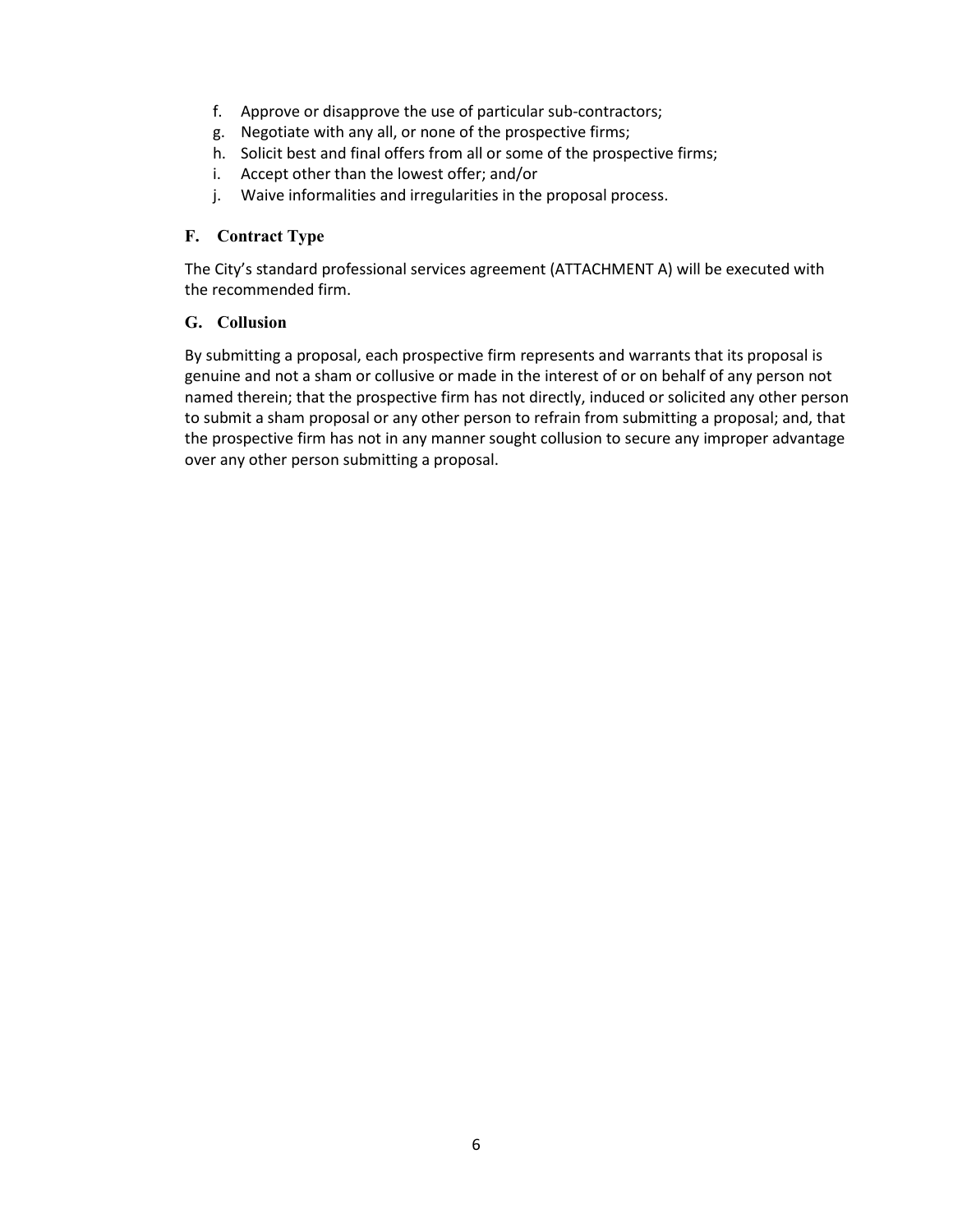f. Approve or disapprove the use of particular sub-contractors;
g. Negotiate with any all, or none of the prospective firms;
h. Solicit best and final offers from all or some of the prospective firms;
i. Accept other than the lowest offer; and/or
j. Waive informalities and irregularities in the proposal process.

### F. Contract Type

The City's standard professional services agreement (ATTACHMENT A) will be executed with the recommended firm.

### G. Collusion

By submitting a proposal, each prospective firm represents and warrants that its proposal is genuine and not a sham or collusive or made in the interest of or on behalf of any person not named therein; that the prospective firm has not directly, induced or solicited any other person to submit a sham proposal or any other person to refrain from submitting a proposal; and, that the prospective firm has not in any manner sought collusion to secure any improper advantage over any other person submitting a proposal.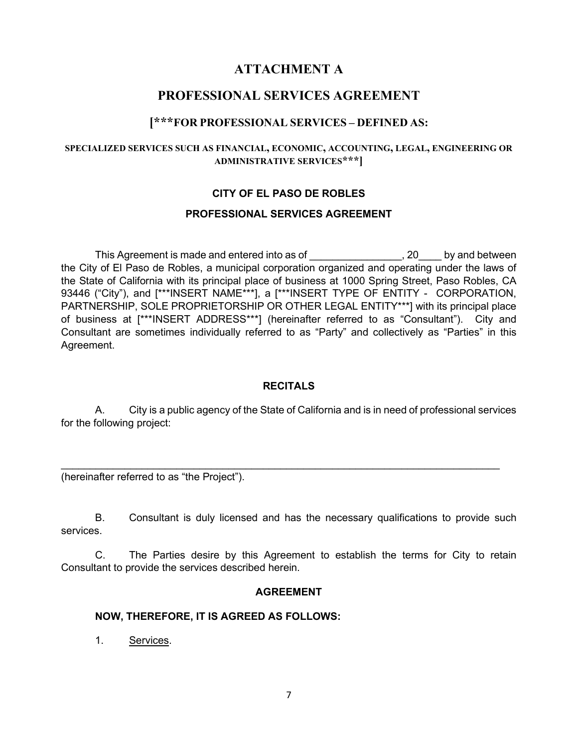# ATTACHMENT A

# PROFESSIONAL SERVICES AGREEMENT

### [***FOR PROFESSIONAL SERVICES – DEFINED AS:

**SPECIALIZED SERVICES SUCH AS FINANCIAL, ECONOMIC, ACCOUNTING, LEGAL, ENGINEERING OR ADMINISTRATIVE SERVICES***]**

**CITY OF EL PASO DE ROBLES**

**PROFESSIONAL SERVICES AGREEMENT**

This Agreement is made and entered into as of ________________, 20____ by and between the City of El Paso de Robles, a municipal corporation organized and operating under the laws of the State of California with its principal place of business at 1000 Spring Street, Paso Robles, CA 93446 ("City"), and [***INSERT NAME***], a [***INSERT TYPE OF ENTITY - CORPORATION, PARTNERSHIP, SOLE PROPRIETORSHIP OR OTHER LEGAL ENTITY***] with its principal place of business at [***INSERT ADDRESS***] (hereinafter referred to as "Consultant"). City and Consultant are sometimes individually referred to as "Party" and collectively as "Parties" in this Agreement.

**RECITALS**

A. City is a public agency of the State of California and is in need of professional services for the following project:

_______________________________________________________________________________
(hereinafter referred to as "the Project").

B. Consultant is duly licensed and has the necessary qualifications to provide such services.

C. The Parties desire by this Agreement to establish the terms for City to retain Consultant to provide the services described herein.

**AGREEMENT**

**NOW, THEREFORE, IT IS AGREED AS FOLLOWS:**

1. <u>Services</u>.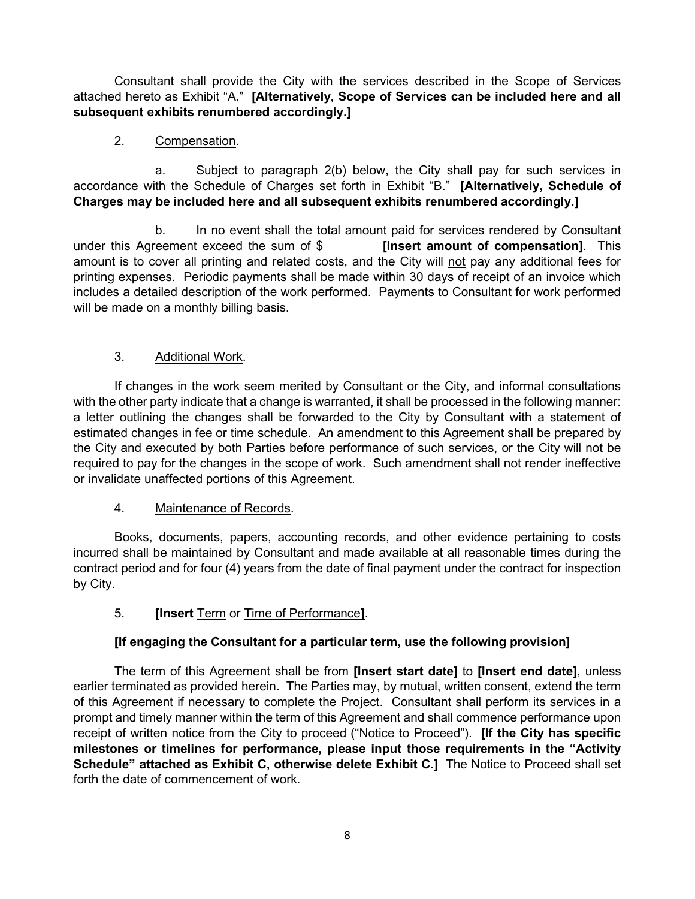Consultant shall provide the City with the services described in the Scope of Services attached hereto as Exhibit "A." **[Alternatively, Scope of Services can be included here and all subsequent exhibits renumbered accordingly.]**

2. Compensation.

a. Subject to paragraph 2(b) below, the City shall pay for such services in accordance with the Schedule of Charges set forth in Exhibit "B." **[Alternatively, Schedule of Charges may be included here and all subsequent exhibits renumbered accordingly.]**

b. In no event shall the total amount paid for services rendered by Consultant under this Agreement exceed the sum of $________ **[Insert amount of compensation]**. This amount is to cover all printing and related costs, and the City will not pay any additional fees for printing expenses. Periodic payments shall be made within 30 days of receipt of an invoice which includes a detailed description of the work performed. Payments to Consultant for work performed will be made on a monthly billing basis.

3. Additional Work.

If changes in the work seem merited by Consultant or the City, and informal consultations with the other party indicate that a change is warranted, it shall be processed in the following manner: a letter outlining the changes shall be forwarded to the City by Consultant with a statement of estimated changes in fee or time schedule. An amendment to this Agreement shall be prepared by the City and executed by both Parties before performance of such services, or the City will not be required to pay for the changes in the scope of work. Such amendment shall not render ineffective or invalidate unaffected portions of this Agreement.

4. Maintenance of Records.

Books, documents, papers, accounting records, and other evidence pertaining to costs incurred shall be maintained by Consultant and made available at all reasonable times during the contract period and for four (4) years from the date of final payment under the contract for inspection by City.

5. **[Insert** Term or Time of Performance**]**.

**[If engaging the Consultant for a particular term, use the following provision]**

The term of this Agreement shall be from **[Insert start date]** to **[Insert end date]**, unless earlier terminated as provided herein. The Parties may, by mutual, written consent, extend the term of this Agreement if necessary to complete the Project. Consultant shall perform its services in a prompt and timely manner within the term of this Agreement and shall commence performance upon receipt of written notice from the City to proceed ("Notice to Proceed"). **[If the City has specific milestones or timelines for performance, please input those requirements in the "Activity Schedule" attached as Exhibit C, otherwise delete Exhibit C.]** The Notice to Proceed shall set forth the date of commencement of work.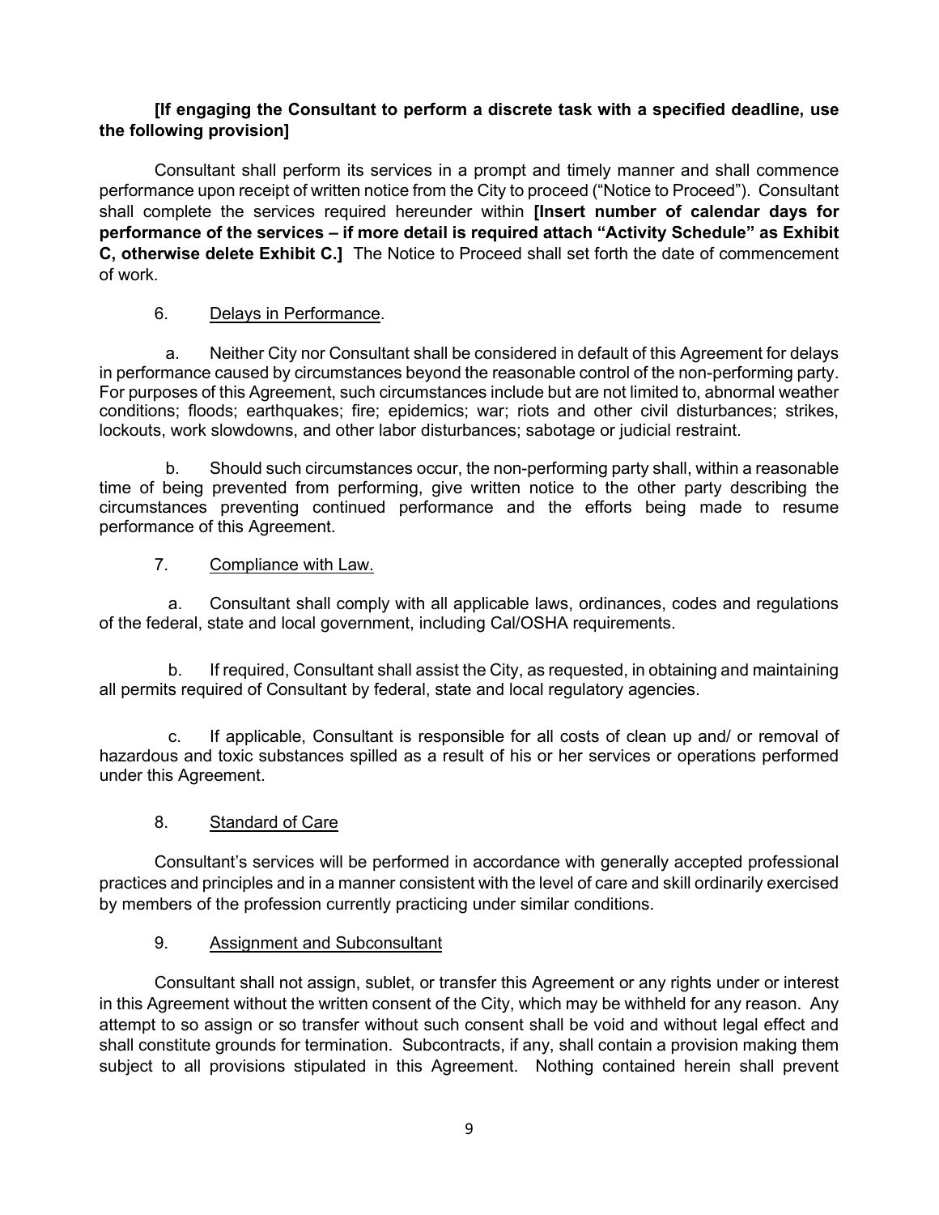**[If engaging the Consultant to perform a discrete task with a specified deadline, use the following provision]**

Consultant shall perform its services in a prompt and timely manner and shall commence performance upon receipt of written notice from the City to proceed ("Notice to Proceed"). Consultant shall complete the services required hereunder within **[Insert number of calendar days for performance of the services – if more detail is required attach "Activity Schedule" as Exhibit C, otherwise delete Exhibit C.]** The Notice to Proceed shall set forth the date of commencement of work.

6. <u>Delays in Performance</u>.

a. Neither City nor Consultant shall be considered in default of this Agreement for delays in performance caused by circumstances beyond the reasonable control of the non-performing party. For purposes of this Agreement, such circumstances include but are not limited to, abnormal weather conditions; floods; earthquakes; fire; epidemics; war; riots and other civil disturbances; strikes, lockouts, work slowdowns, and other labor disturbances; sabotage or judicial restraint.

b. Should such circumstances occur, the non-performing party shall, within a reasonable time of being prevented from performing, give written notice to the other party describing the circumstances preventing continued performance and the efforts being made to resume performance of this Agreement.

7. <u>Compliance with Law.</u>

a. Consultant shall comply with all applicable laws, ordinances, codes and regulations of the federal, state and local government, including Cal/OSHA requirements.

b. If required, Consultant shall assist the City, as requested, in obtaining and maintaining all permits required of Consultant by federal, state and local regulatory agencies.

c. If applicable, Consultant is responsible for all costs of clean up and/ or removal of hazardous and toxic substances spilled as a result of his or her services or operations performed under this Agreement.

8. <u>Standard of Care</u>

Consultant's services will be performed in accordance with generally accepted professional practices and principles and in a manner consistent with the level of care and skill ordinarily exercised by members of the profession currently practicing under similar conditions.

9. <u>Assignment and Subconsultant</u>

Consultant shall not assign, sublet, or transfer this Agreement or any rights under or interest in this Agreement without the written consent of the City, which may be withheld for any reason. Any attempt to so assign or so transfer without such consent shall be void and without legal effect and shall constitute grounds for termination. Subcontracts, if any, shall contain a provision making them subject to all provisions stipulated in this Agreement. Nothing contained herein shall prevent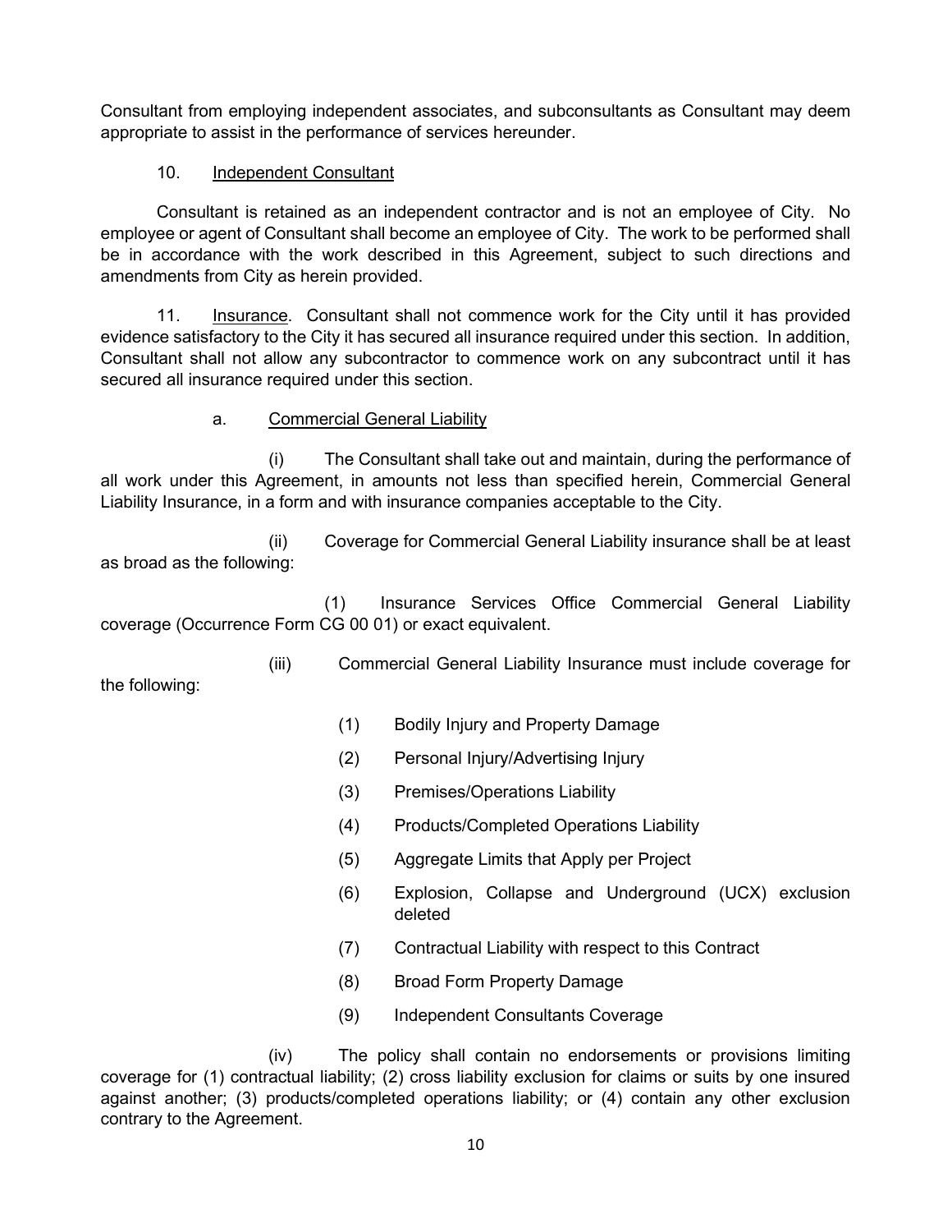Consultant from employing independent associates, and subconsultants as Consultant may deem appropriate to assist in the performance of services hereunder.

10. Independent Consultant

Consultant is retained as an independent contractor and is not an employee of City. No employee or agent of Consultant shall become an employee of City. The work to be performed shall be in accordance with the work described in this Agreement, subject to such directions and amendments from City as herein provided.

11. Insurance. Consultant shall not commence work for the City until it has provided evidence satisfactory to the City it has secured all insurance required under this section. In addition, Consultant shall not allow any subcontractor to commence work on any subcontract until it has secured all insurance required under this section.

a. Commercial General Liability

(i) The Consultant shall take out and maintain, during the performance of all work under this Agreement, in amounts not less than specified herein, Commercial General Liability Insurance, in a form and with insurance companies acceptable to the City.

(ii) Coverage for Commercial General Liability insurance shall be at least as broad as the following:

(1) Insurance Services Office Commercial General Liability coverage (Occurrence Form CG 00 01) or exact equivalent.

(iii) Commercial General Liability Insurance must include coverage for the following:

(1) Bodily Injury and Property Damage

(2) Personal Injury/Advertising Injury

(3) Premises/Operations Liability

(4) Products/Completed Operations Liability

(5) Aggregate Limits that Apply per Project

(6) Explosion, Collapse and Underground (UCX) exclusion deleted

(7) Contractual Liability with respect to this Contract

(8) Broad Form Property Damage

(9) Independent Consultants Coverage

(iv) The policy shall contain no endorsements or provisions limiting coverage for (1) contractual liability; (2) cross liability exclusion for claims or suits by one insured against another; (3) products/completed operations liability; or (4) contain any other exclusion contrary to the Agreement.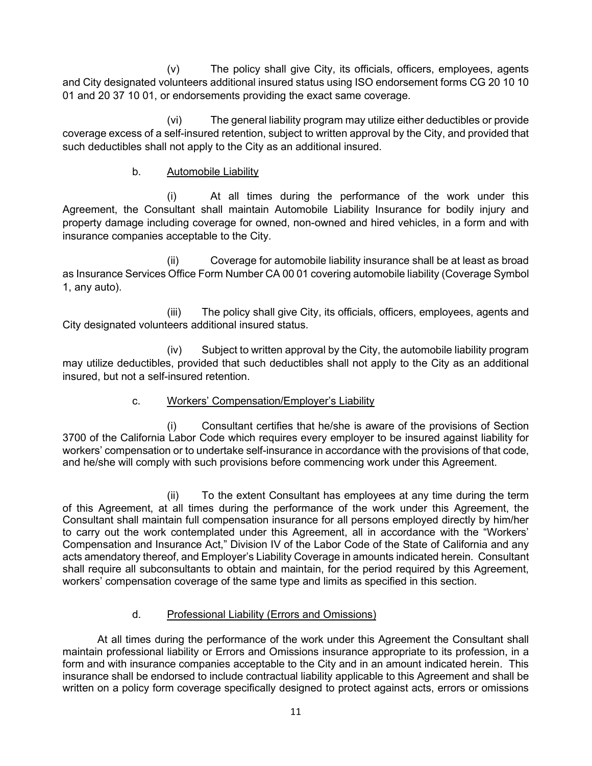(v) The policy shall give City, its officials, officers, employees, agents and City designated volunteers additional insured status using ISO endorsement forms CG 20 10 10 01 and 20 37 10 01, or endorsements providing the exact same coverage.

(vi) The general liability program may utilize either deductibles or provide coverage excess of a self-insured retention, subject to written approval by the City, and provided that such deductibles shall not apply to the City as an additional insured.

b. <u>Automobile Liability</u>

(i) At all times during the performance of the work under this Agreement, the Consultant shall maintain Automobile Liability Insurance for bodily injury and property damage including coverage for owned, non-owned and hired vehicles, in a form and with insurance companies acceptable to the City.

(ii) Coverage for automobile liability insurance shall be at least as broad as Insurance Services Office Form Number CA 00 01 covering automobile liability (Coverage Symbol 1, any auto).

(iii) The policy shall give City, its officials, officers, employees, agents and City designated volunteers additional insured status.

(iv) Subject to written approval by the City, the automobile liability program may utilize deductibles, provided that such deductibles shall not apply to the City as an additional insured, but not a self-insured retention.

c. <u>Workers' Compensation/Employer's Liability</u>

(i) Consultant certifies that he/she is aware of the provisions of Section 3700 of the California Labor Code which requires every employer to be insured against liability for workers' compensation or to undertake self-insurance in accordance with the provisions of that code, and he/she will comply with such provisions before commencing work under this Agreement.

(ii) To the extent Consultant has employees at any time during the term of this Agreement, at all times during the performance of the work under this Agreement, the Consultant shall maintain full compensation insurance for all persons employed directly by him/her to carry out the work contemplated under this Agreement, all in accordance with the "Workers' Compensation and Insurance Act," Division IV of the Labor Code of the State of California and any acts amendatory thereof, and Employer's Liability Coverage in amounts indicated herein. Consultant shall require all subconsultants to obtain and maintain, for the period required by this Agreement, workers' compensation coverage of the same type and limits as specified in this section.

d. <u>Professional Liability (Errors and Omissions)</u>

At all times during the performance of the work under this Agreement the Consultant shall maintain professional liability or Errors and Omissions insurance appropriate to its profession, in a form and with insurance companies acceptable to the City and in an amount indicated herein. This insurance shall be endorsed to include contractual liability applicable to this Agreement and shall be written on a policy form coverage specifically designed to protect against acts, errors or omissions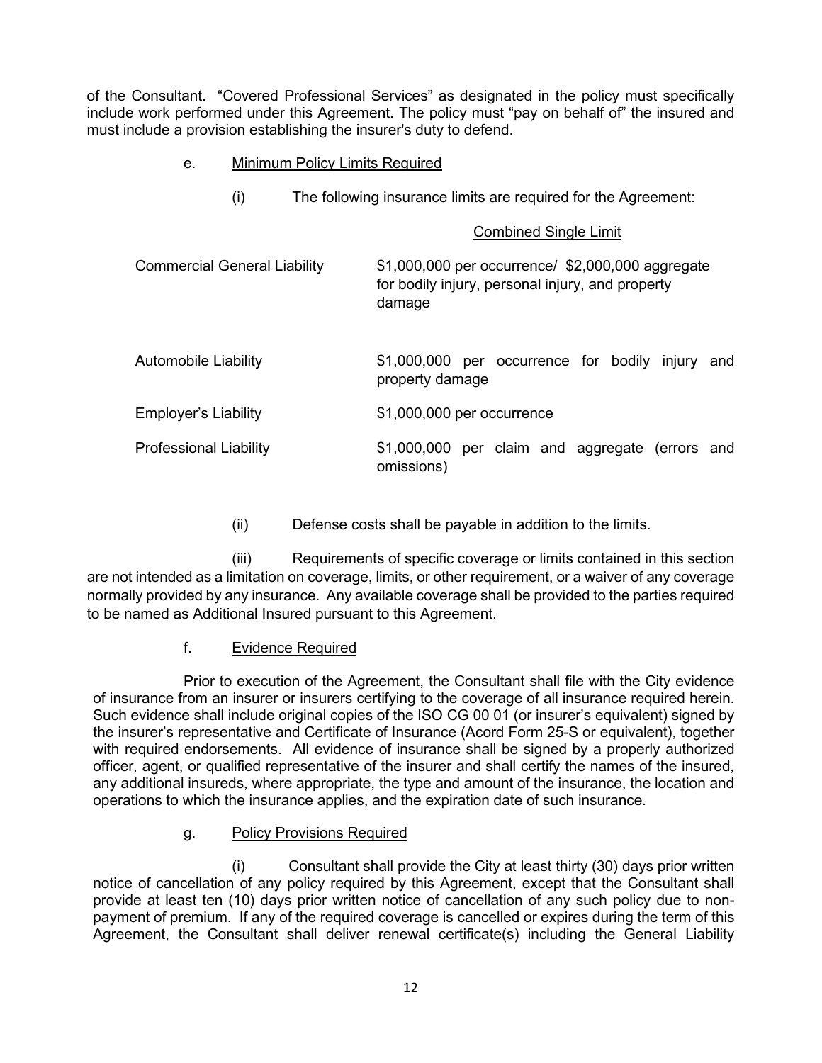of the Consultant. "Covered Professional Services" as designated in the policy must specifically include work performed under this Agreement. The policy must "pay on behalf of" the insured and must include a provision establishing the insurer's duty to defend.

e. <u>Minimum Policy Limits Required</u>

(i) The following insurance limits are required for the Agreement:

| | <u>Combined Single Limit</u> |
|---|---|
| Commercial General Liability | $1,000,000 per occurrence/ $2,000,000 aggregate for bodily injury, personal injury, and property damage |
| Automobile Liability | $1,000,000 per occurrence for bodily injury and property damage |
| Employer's Liability | $1,000,000 per occurrence |
| Professional Liability | $1,000,000 per claim and aggregate (errors and omissions) |

(ii) Defense costs shall be payable in addition to the limits.

(iii) Requirements of specific coverage or limits contained in this section are not intended as a limitation on coverage, limits, or other requirement, or a waiver of any coverage normally provided by any insurance. Any available coverage shall be provided to the parties required to be named as Additional Insured pursuant to this Agreement.

f. <u>Evidence Required</u>

Prior to execution of the Agreement, the Consultant shall file with the City evidence of insurance from an insurer or insurers certifying to the coverage of all insurance required herein. Such evidence shall include original copies of the ISO CG 00 01 (or insurer's equivalent) signed by the insurer's representative and Certificate of Insurance (Acord Form 25-S or equivalent), together with required endorsements. All evidence of insurance shall be signed by a properly authorized officer, agent, or qualified representative of the insurer and shall certify the names of the insured, any additional insureds, where appropriate, the type and amount of the insurance, the location and operations to which the insurance applies, and the expiration date of such insurance.

g. <u>Policy Provisions Required</u>

(i) Consultant shall provide the City at least thirty (30) days prior written notice of cancellation of any policy required by this Agreement, except that the Consultant shall provide at least ten (10) days prior written notice of cancellation of any such policy due to non-payment of premium. If any of the required coverage is cancelled or expires during the term of this Agreement, the Consultant shall deliver renewal certificate(s) including the General Liability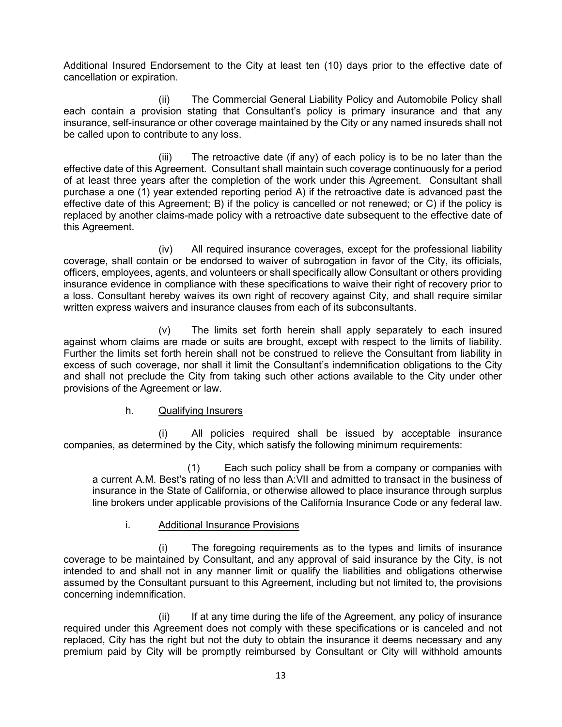Additional Insured Endorsement to the City at least ten (10) days prior to the effective date of cancellation or expiration.

(ii) The Commercial General Liability Policy and Automobile Policy shall each contain a provision stating that Consultant's policy is primary insurance and that any insurance, self-insurance or other coverage maintained by the City or any named insureds shall not be called upon to contribute to any loss.

(iii) The retroactive date (if any) of each policy is to be no later than the effective date of this Agreement. Consultant shall maintain such coverage continuously for a period of at least three years after the completion of the work under this Agreement. Consultant shall purchase a one (1) year extended reporting period A) if the retroactive date is advanced past the effective date of this Agreement; B) if the policy is cancelled or not renewed; or C) if the policy is replaced by another claims-made policy with a retroactive date subsequent to the effective date of this Agreement.

(iv) All required insurance coverages, except for the professional liability coverage, shall contain or be endorsed to waiver of subrogation in favor of the City, its officials, officers, employees, agents, and volunteers or shall specifically allow Consultant or others providing insurance evidence in compliance with these specifications to waive their right of recovery prior to a loss. Consultant hereby waives its own right of recovery against City, and shall require similar written express waivers and insurance clauses from each of its subconsultants.

(v) The limits set forth herein shall apply separately to each insured against whom claims are made or suits are brought, except with respect to the limits of liability. Further the limits set forth herein shall not be construed to relieve the Consultant from liability in excess of such coverage, nor shall it limit the Consultant's indemnification obligations to the City and shall not preclude the City from taking such other actions available to the City under other provisions of the Agreement or law.

h. Qualifying Insurers

(i) All policies required shall be issued by acceptable insurance companies, as determined by the City, which satisfy the following minimum requirements:

(1) Each such policy shall be from a company or companies with a current A.M. Best's rating of no less than A:VII and admitted to transact in the business of insurance in the State of California, or otherwise allowed to place insurance through surplus line brokers under applicable provisions of the California Insurance Code or any federal law.

i. Additional Insurance Provisions

(i) The foregoing requirements as to the types and limits of insurance coverage to be maintained by Consultant, and any approval of said insurance by the City, is not intended to and shall not in any manner limit or qualify the liabilities and obligations otherwise assumed by the Consultant pursuant to this Agreement, including but not limited to, the provisions concerning indemnification.

(ii) If at any time during the life of the Agreement, any policy of insurance required under this Agreement does not comply with these specifications or is canceled and not replaced, City has the right but not the duty to obtain the insurance it deems necessary and any premium paid by City will be promptly reimbursed by Consultant or City will withhold amounts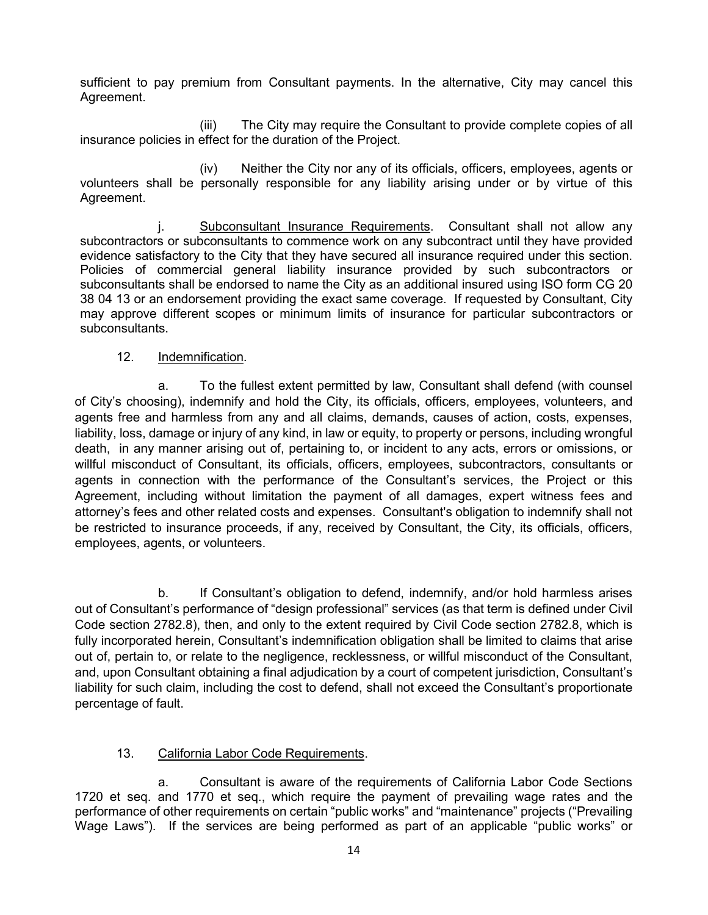sufficient to pay premium from Consultant payments. In the alternative, City may cancel this Agreement.

(iii) The City may require the Consultant to provide complete copies of all insurance policies in effect for the duration of the Project.

(iv) Neither the City nor any of its officials, officers, employees, agents or volunteers shall be personally responsible for any liability arising under or by virtue of this Agreement.

j. <u>Subconsultant Insurance Requirements</u>. Consultant shall not allow any subcontractors or subconsultants to commence work on any subcontract until they have provided evidence satisfactory to the City that they have secured all insurance required under this section. Policies of commercial general liability insurance provided by such subcontractors or subconsultants shall be endorsed to name the City as an additional insured using ISO form CG 20 38 04 13 or an endorsement providing the exact same coverage. If requested by Consultant, City may approve different scopes or minimum limits of insurance for particular subcontractors or subconsultants.

12. <u>Indemnification</u>.

a. To the fullest extent permitted by law, Consultant shall defend (with counsel of City's choosing), indemnify and hold the City, its officials, officers, employees, volunteers, and agents free and harmless from any and all claims, demands, causes of action, costs, expenses, liability, loss, damage or injury of any kind, in law or equity, to property or persons, including wrongful death, in any manner arising out of, pertaining to, or incident to any acts, errors or omissions, or willful misconduct of Consultant, its officials, officers, employees, subcontractors, consultants or agents in connection with the performance of the Consultant's services, the Project or this Agreement, including without limitation the payment of all damages, expert witness fees and attorney's fees and other related costs and expenses. Consultant's obligation to indemnify shall not be restricted to insurance proceeds, if any, received by Consultant, the City, its officials, officers, employees, agents, or volunteers.

b. If Consultant's obligation to defend, indemnify, and/or hold harmless arises out of Consultant's performance of "design professional" services (as that term is defined under Civil Code section 2782.8), then, and only to the extent required by Civil Code section 2782.8, which is fully incorporated herein, Consultant's indemnification obligation shall be limited to claims that arise out of, pertain to, or relate to the negligence, recklessness, or willful misconduct of the Consultant, and, upon Consultant obtaining a final adjudication by a court of competent jurisdiction, Consultant's liability for such claim, including the cost to defend, shall not exceed the Consultant's proportionate percentage of fault.

13. <u>California Labor Code Requirements</u>.

a. Consultant is aware of the requirements of California Labor Code Sections 1720 et seq. and 1770 et seq., which require the payment of prevailing wage rates and the performance of other requirements on certain "public works" and "maintenance" projects ("Prevailing Wage Laws"). If the services are being performed as part of an applicable "public works" or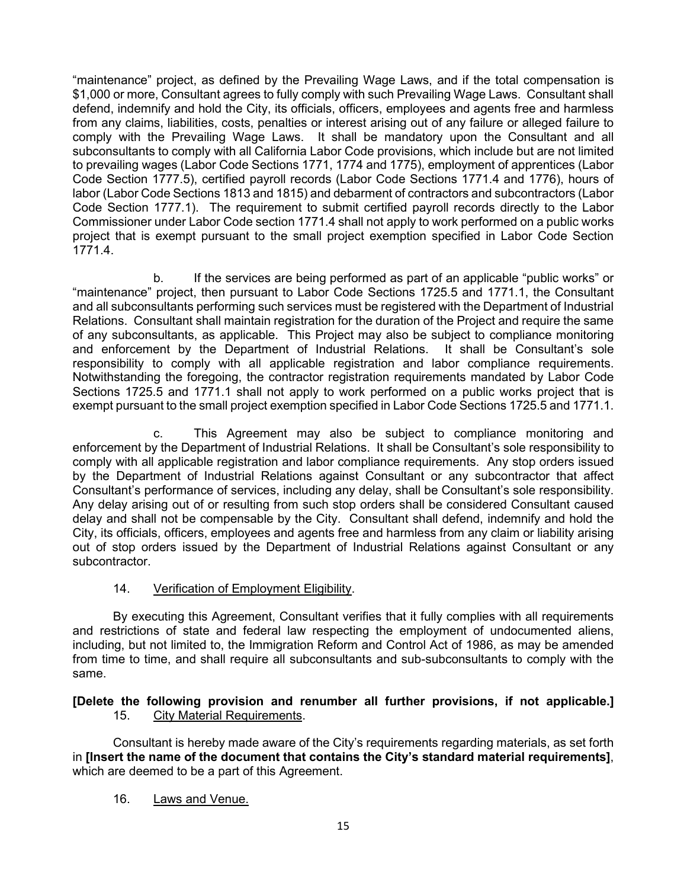"maintenance" project, as defined by the Prevailing Wage Laws, and if the total compensation is $1,000 or more, Consultant agrees to fully comply with such Prevailing Wage Laws. Consultant shall defend, indemnify and hold the City, its officials, officers, employees and agents free and harmless from any claims, liabilities, costs, penalties or interest arising out of any failure or alleged failure to comply with the Prevailing Wage Laws. It shall be mandatory upon the Consultant and all subconsultants to comply with all California Labor Code provisions, which include but are not limited to prevailing wages (Labor Code Sections 1771, 1774 and 1775), employment of apprentices (Labor Code Section 1777.5), certified payroll records (Labor Code Sections 1771.4 and 1776), hours of labor (Labor Code Sections 1813 and 1815) and debarment of contractors and subcontractors (Labor Code Section 1777.1). The requirement to submit certified payroll records directly to the Labor Commissioner under Labor Code section 1771.4 shall not apply to work performed on a public works project that is exempt pursuant to the small project exemption specified in Labor Code Section 1771.4.

b. If the services are being performed as part of an applicable "public works" or "maintenance" project, then pursuant to Labor Code Sections 1725.5 and 1771.1, the Consultant and all subconsultants performing such services must be registered with the Department of Industrial Relations. Consultant shall maintain registration for the duration of the Project and require the same of any subconsultants, as applicable. This Project may also be subject to compliance monitoring and enforcement by the Department of Industrial Relations. It shall be Consultant's sole responsibility to comply with all applicable registration and labor compliance requirements. Notwithstanding the foregoing, the contractor registration requirements mandated by Labor Code Sections 1725.5 and 1771.1 shall not apply to work performed on a public works project that is exempt pursuant to the small project exemption specified in Labor Code Sections 1725.5 and 1771.1.

c. This Agreement may also be subject to compliance monitoring and enforcement by the Department of Industrial Relations. It shall be Consultant's sole responsibility to comply with all applicable registration and labor compliance requirements. Any stop orders issued by the Department of Industrial Relations against Consultant or any subcontractor that affect Consultant's performance of services, including any delay, shall be Consultant's sole responsibility. Any delay arising out of or resulting from such stop orders shall be considered Consultant caused delay and shall not be compensable by the City. Consultant shall defend, indemnify and hold the City, its officials, officers, employees and agents free and harmless from any claim or liability arising out of stop orders issued by the Department of Industrial Relations against Consultant or any subcontractor.

14. Verification of Employment Eligibility.

By executing this Agreement, Consultant verifies that it fully complies with all requirements and restrictions of state and federal law respecting the employment of undocumented aliens, including, but not limited to, the Immigration Reform and Control Act of 1986, as may be amended from time to time, and shall require all subconsultants and sub-subconsultants to comply with the same.

**[Delete the following provision and renumber all further provisions, if not applicable.]**

15. City Material Requirements.

Consultant is hereby made aware of the City's requirements regarding materials, as set forth in **[Insert the name of the document that contains the City's standard material requirements]**, which are deemed to be a part of this Agreement.

16. Laws and Venue.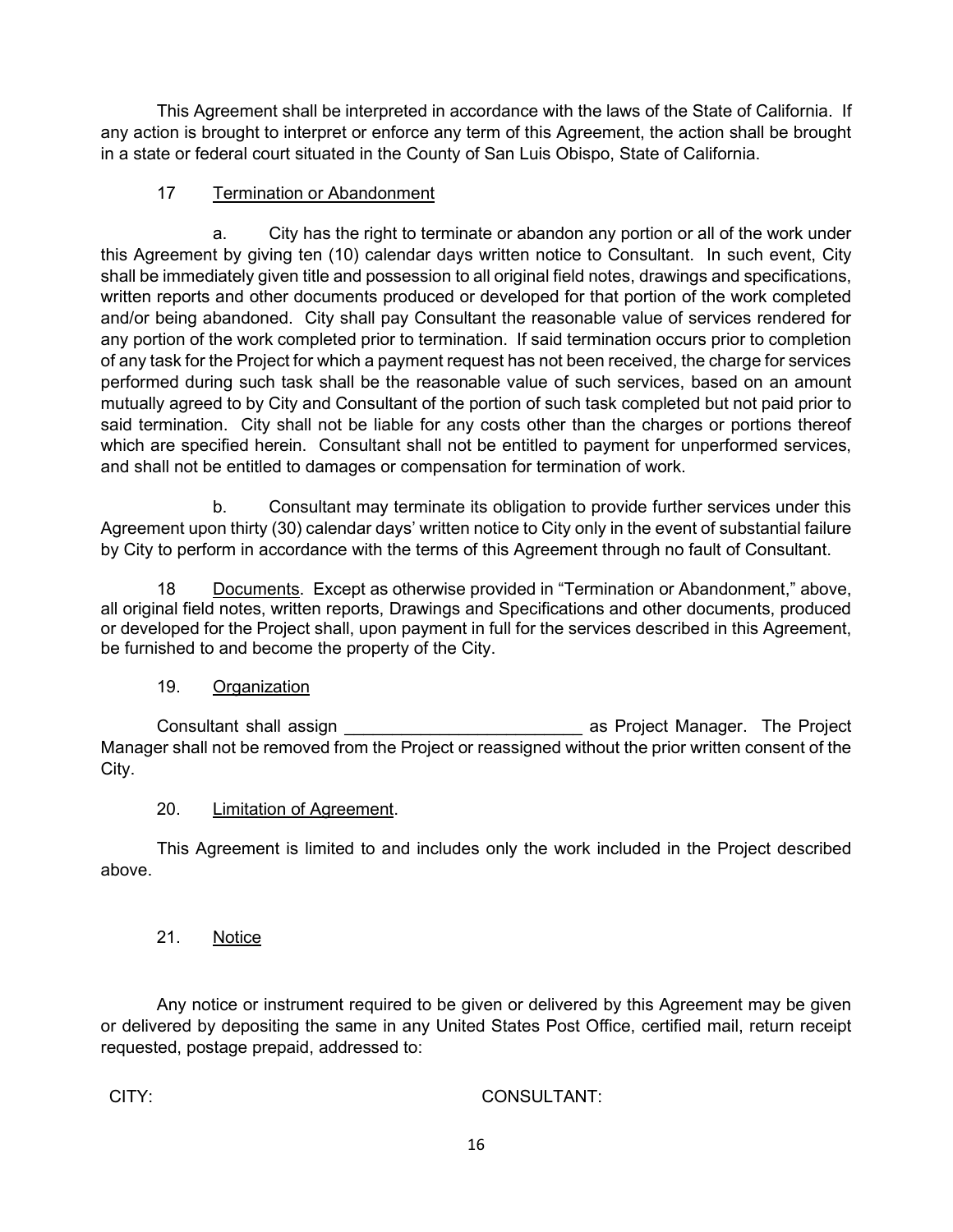This Agreement shall be interpreted in accordance with the laws of the State of California. If any action is brought to interpret or enforce any term of this Agreement, the action shall be brought in a state or federal court situated in the County of San Luis Obispo, State of California.

17 Termination or Abandonment

a. City has the right to terminate or abandon any portion or all of the work under this Agreement by giving ten (10) calendar days written notice to Consultant. In such event, City shall be immediately given title and possession to all original field notes, drawings and specifications, written reports and other documents produced or developed for that portion of the work completed and/or being abandoned. City shall pay Consultant the reasonable value of services rendered for any portion of the work completed prior to termination. If said termination occurs prior to completion of any task for the Project for which a payment request has not been received, the charge for services performed during such task shall be the reasonable value of such services, based on an amount mutually agreed to by City and Consultant of the portion of such task completed but not paid prior to said termination. City shall not be liable for any costs other than the charges or portions thereof which are specified herein. Consultant shall not be entitled to payment for unperformed services, and shall not be entitled to damages or compensation for termination of work.

b. Consultant may terminate its obligation to provide further services under this Agreement upon thirty (30) calendar days' written notice to City only in the event of substantial failure by City to perform in accordance with the terms of this Agreement through no fault of Consultant.

18 Documents. Except as otherwise provided in "Termination or Abandonment," above, all original field notes, written reports, Drawings and Specifications and other documents, produced or developed for the Project shall, upon payment in full for the services described in this Agreement, be furnished to and become the property of the City.

19. Organization

Consultant shall assign _________________________ as Project Manager. The Project Manager shall not be removed from the Project or reassigned without the prior written consent of the City.

20. Limitation of Agreement.

This Agreement is limited to and includes only the work included in the Project described above.

21. Notice

Any notice or instrument required to be given or delivered by this Agreement may be given or delivered by depositing the same in any United States Post Office, certified mail, return receipt requested, postage prepaid, addressed to:

CITY: CONSULTANT: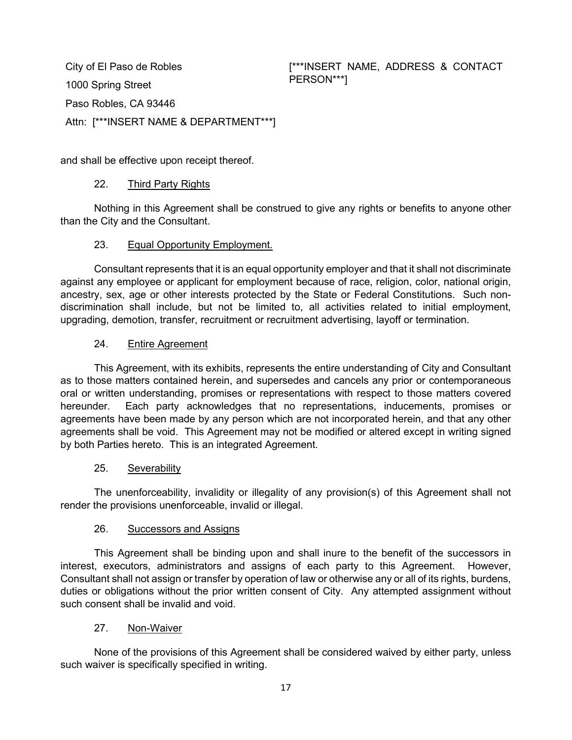City of El Paso de Robles
1000 Spring Street
Paso Robles, CA 93446
Attn: [***INSERT NAME & DEPARTMENT***]

[***INSERT NAME, ADDRESS & CONTACT PERSON***]

and shall be effective upon receipt thereof.

22. Third Party Rights

Nothing in this Agreement shall be construed to give any rights or benefits to anyone other than the City and the Consultant.

23. Equal Opportunity Employment.

Consultant represents that it is an equal opportunity employer and that it shall not discriminate against any employee or applicant for employment because of race, religion, color, national origin, ancestry, sex, age or other interests protected by the State or Federal Constitutions. Such non-discrimination shall include, but not be limited to, all activities related to initial employment, upgrading, demotion, transfer, recruitment or recruitment advertising, layoff or termination.

24. Entire Agreement

This Agreement, with its exhibits, represents the entire understanding of City and Consultant as to those matters contained herein, and supersedes and cancels any prior or contemporaneous oral or written understanding, promises or representations with respect to those matters covered hereunder. Each party acknowledges that no representations, inducements, promises or agreements have been made by any person which are not incorporated herein, and that any other agreements shall be void. This Agreement may not be modified or altered except in writing signed by both Parties hereto. This is an integrated Agreement.

25. Severability

The unenforceability, invalidity or illegality of any provision(s) of this Agreement shall not render the provisions unenforceable, invalid or illegal.

26. Successors and Assigns

This Agreement shall be binding upon and shall inure to the benefit of the successors in interest, executors, administrators and assigns of each party to this Agreement. However, Consultant shall not assign or transfer by operation of law or otherwise any or all of its rights, burdens, duties or obligations without the prior written consent of City. Any attempted assignment without such consent shall be invalid and void.

27. Non-Waiver

None of the provisions of this Agreement shall be considered waived by either party, unless such waiver is specifically specified in writing.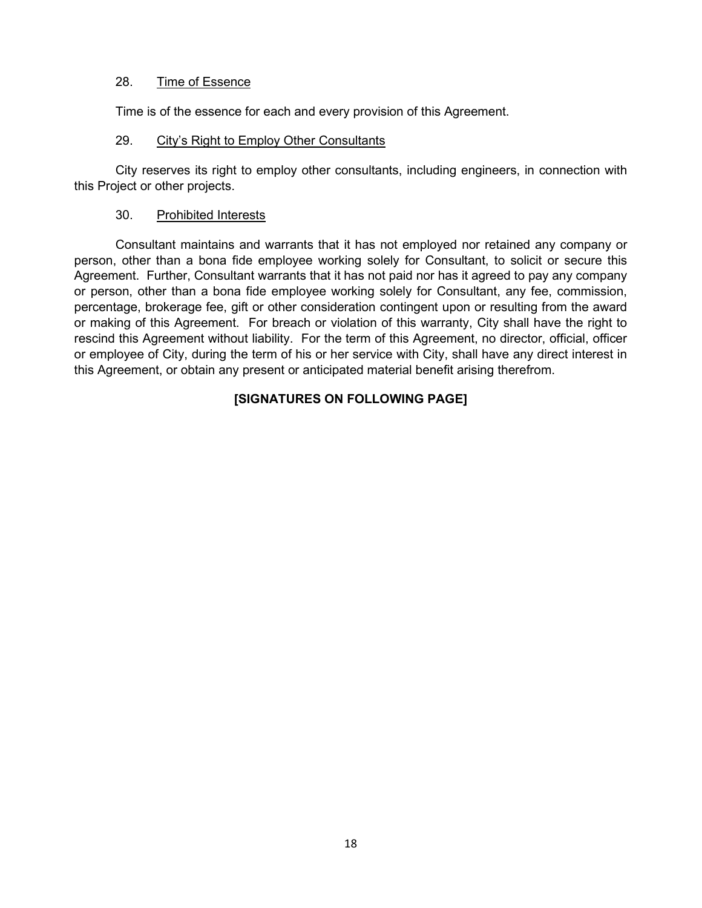28. Time of Essence

Time is of the essence for each and every provision of this Agreement.

29. City's Right to Employ Other Consultants

City reserves its right to employ other consultants, including engineers, in connection with this Project or other projects.

30. Prohibited Interests

Consultant maintains and warrants that it has not employed nor retained any company or person, other than a bona fide employee working solely for Consultant, to solicit or secure this Agreement. Further, Consultant warrants that it has not paid nor has it agreed to pay any company or person, other than a bona fide employee working solely for Consultant, any fee, commission, percentage, brokerage fee, gift or other consideration contingent upon or resulting from the award or making of this Agreement. For breach or violation of this warranty, City shall have the right to rescind this Agreement without liability. For the term of this Agreement, no director, official, officer or employee of City, during the term of his or her service with City, shall have any direct interest in this Agreement, or obtain any present or anticipated material benefit arising therefrom.

**[SIGNATURES ON FOLLOWING PAGE]**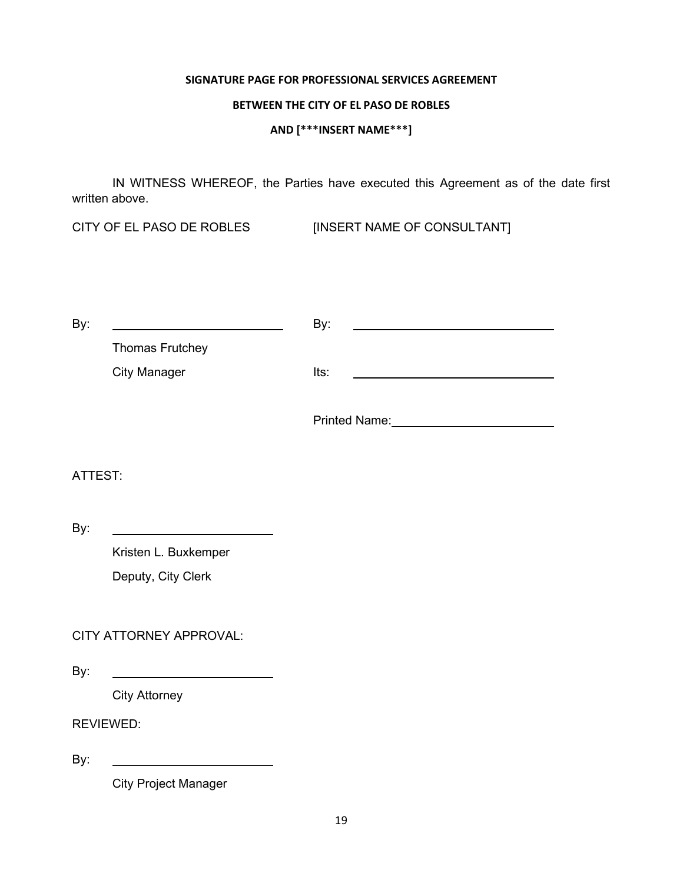**SIGNATURE PAGE FOR PROFESSIONAL SERVICES AGREEMENT**

**BETWEEN THE CITY OF EL PASO DE ROBLES**

**AND [***INSERT NAME***]**

IN WITNESS WHEREOF, the Parties have executed this Agreement as of the date first written above.

| CITY OF EL PASO DE ROBLES | [INSERT NAME OF CONSULTANT] |
|---|---|
| By: ______________________ | By: ______________________ |
| Thomas Frutchey | |
| City Manager | Its: ______________________ |
| | Printed Name: ______________________ |

ATTEST:

By: ______________________

Kristen L. Buxkemper

Deputy, City Clerk

CITY ATTORNEY APPROVAL:

By: ______________________

City Attorney

REVIEWED:

By: ______________________

City Project Manager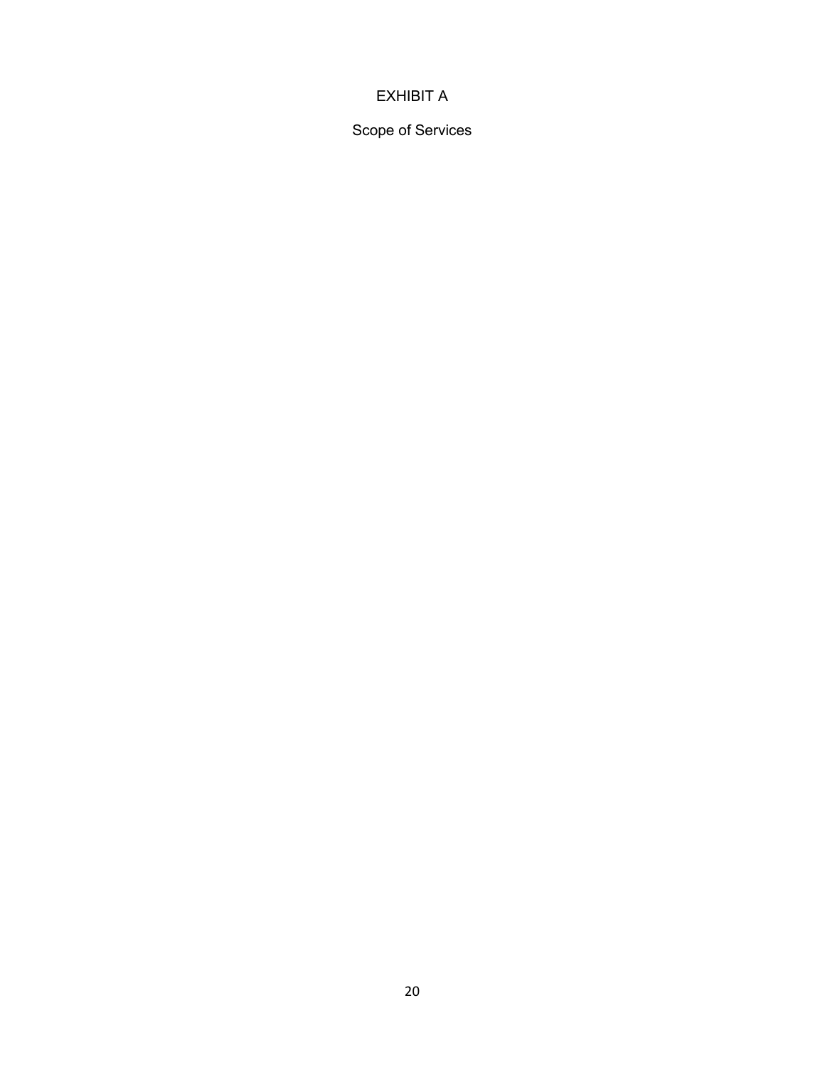# EXHIBIT A

## Scope of Services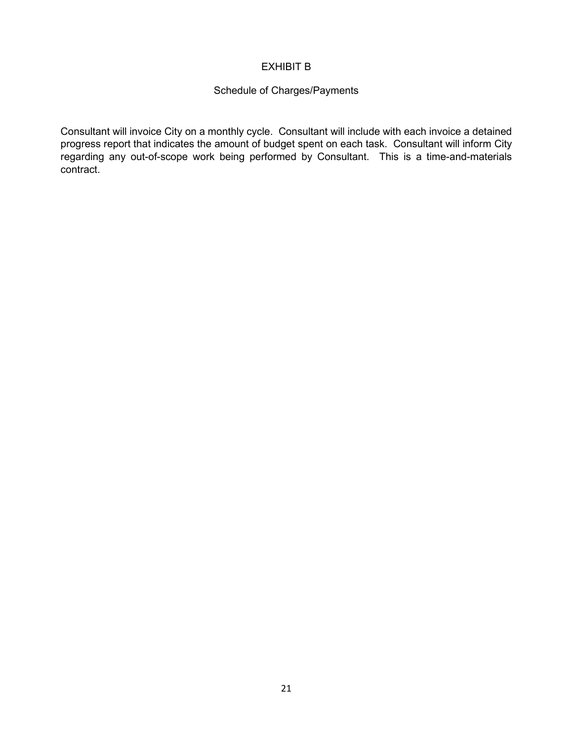# EXHIBIT B

## Schedule of Charges/Payments

Consultant will invoice City on a monthly cycle. Consultant will include with each invoice a detained progress report that indicates the amount of budget spent on each task. Consultant will inform City regarding any out-of-scope work being performed by Consultant. This is a time-and-materials contract.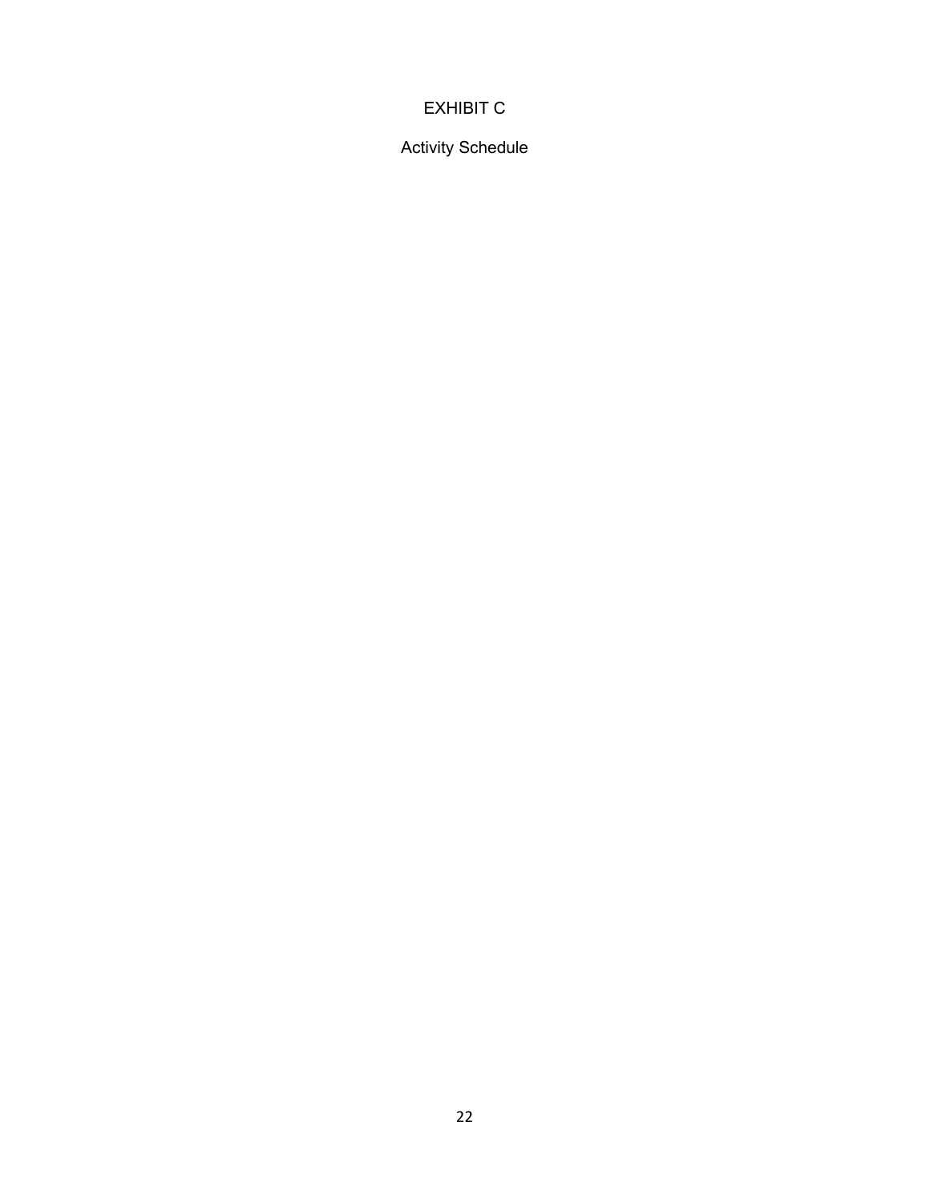# EXHIBIT C

## Activity Schedule